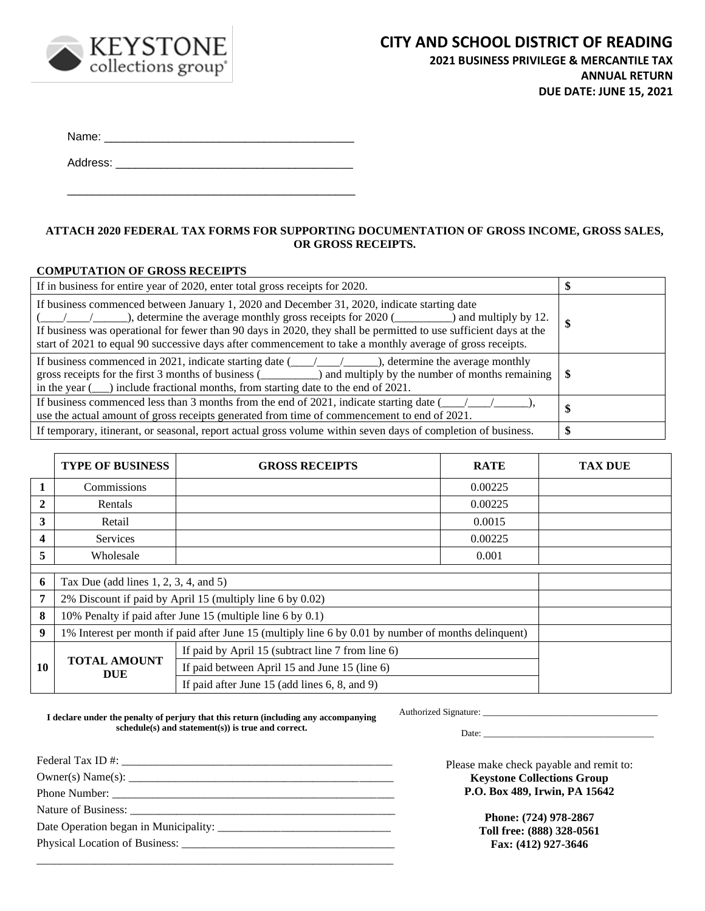KEYSTONE collections group®

# CITY AND SCHOOL DISTRICT OF READING

**2021 BUSINESS PRIVILEGE & MERCANTILE TAX**
**ANNUAL RETURN**
**DUE DATE: JUNE 15, 2021**

Name: ________________________________________

Address: ______________________________________

______________________________________________

**ATTACH 2020 FEDERAL TAX FORMS FOR SUPPORTING DOCUMENTATION OF GROSS INCOME, GROSS SALES, OR GROSS RECEIPTS.**

**COMPUTATION OF GROSS RECEIPTS**

| | |
|---|---|
| If in business for entire year of 2020, enter total gross receipts for 2020. | $ |
| If business commenced between January 1, 2020 and December 31, 2020, indicate starting date (\_\_\_\_/\_\_\_\_/\_\_\_\_\_\_), determine the average monthly gross receipts for 2020 (\_\_\_\_\_\_\_\_\_\_) and multiply by 12. If business was operational for fewer than 90 days in 2020, they shall be permitted to use sufficient days at the start of 2021 to equal 90 successive days after commencement to take a monthly average of gross receipts. | $ |
| If business commenced in 2021, indicate starting date (\_\_\_\_/\_\_\_\_/\_\_\_\_\_\_), determine the average monthly gross receipts for the first 3 months of business (\_\_\_\_\_\_\_\_\_\_) and multiply by the number of months remaining in the year (\_\_\_) include fractional months, from starting date to the end of 2021. | $ |
| If business commenced less than 3 months from the end of 2021, indicate starting date (\_\_\_\_/\_\_\_\_/\_\_\_\_\_\_), use the actual amount of gross receipts generated from time of commencement to end of 2021. | $ |
| If temporary, itinerant, or seasonal, report actual gross volume within seven days of completion of business. | $ |

| | TYPE OF BUSINESS | GROSS RECEIPTS | RATE | TAX DUE |
|---|---|---|---|---|
| 1 | Commissions | | 0.00225 | |
| 2 | Rentals | | 0.00225 | |
| 3 | Retail | | 0.0015 | |
| 4 | Services | | 0.00225 | |
| 5 | Wholesale | | 0.001 | |
| 6 | Tax Due (add lines 1, 2, 3, 4, and 5) | | | |
| 7 | 2% Discount if paid by April 15 (multiply line 6 by 0.02) | | | |
| 8 | 10% Penalty if paid after June 15 (multiple line 6 by 0.1) | | | |
| 9 | 1% Interest per month if paid after June 15 (multiply line 6 by 0.01 by number of months delinquent) | | | |
| 10 | TOTAL AMOUNT DUE | If paid by April 15 (subtract line 7 from line 6) | | |
| | | If paid between April 15 and June 15 (line 6) | | |
| | | If paid after June 15 (add lines 6, 8, and 9) | | |

**I declare under the penalty of perjury that this return (including any accompanying schedule(s) and statement(s)) is true and correct.**

Authorized Signature: ________________________________

Date: ________________________________

Federal Tax ID #: ________________________________

Owner(s) Name(s): ________________________________

Phone Number: ________________________________

Nature of Business: ________________________________

Date Operation began in Municipality: ________________________

Physical Location of Business: ____________________________

______________________________________________

Please make check payable and remit to:
**Keystone Collections Group**
**P.O. Box 489, Irwin, PA 15642**

**Phone: (724) 978-2867**
**Toll free: (888) 328-0561**
**Fax: (412) 927-3646**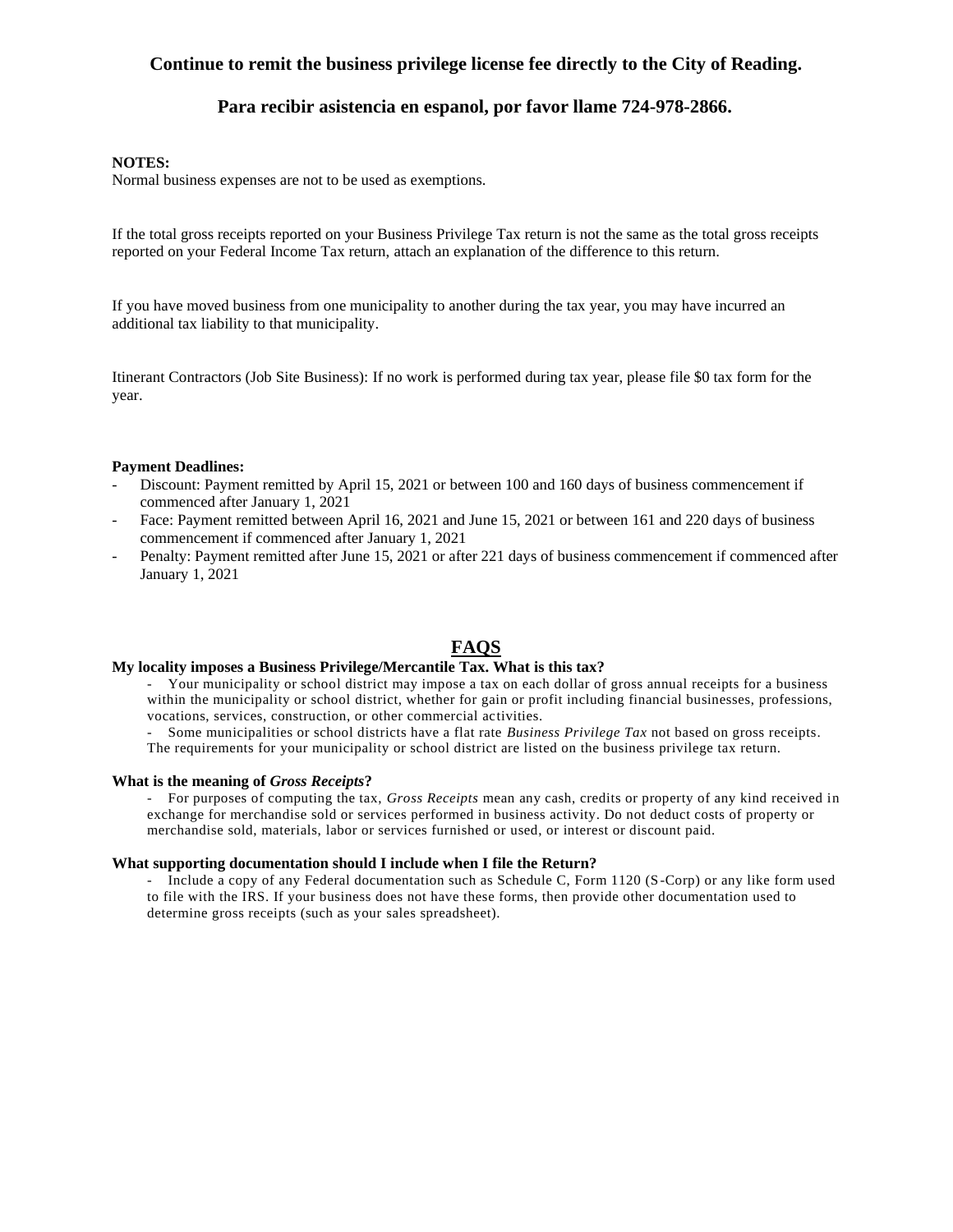**Continue to remit the business privilege license fee directly to the City of Reading.**

**Para recibir asistencia en espanol, por favor llame 724-978-2866.**

**NOTES:**
Normal business expenses are not to be used as exemptions.

If the total gross receipts reported on your Business Privilege Tax return is not the same as the total gross receipts reported on your Federal Income Tax return, attach an explanation of the difference to this return.

If you have moved business from one municipality to another during the tax year, you may have incurred an additional tax liability to that municipality.

Itinerant Contractors (Job Site Business): If no work is performed during tax year, please file $0 tax form for the year.

**Payment Deadlines:**

- Discount: Payment remitted by April 15, 2021 or between 100 and 160 days of business commencement if commenced after January 1, 2021
- Face: Payment remitted between April 16, 2021 and June 15, 2021 or between 161 and 220 days of business commencement if commenced after January 1, 2021
- Penalty: Payment remitted after June 15, 2021 or after 221 days of business commencement if commenced after January 1, 2021

## FAQS

**My locality imposes a Business Privilege/Mercantile Tax. What is this tax?**

- Your municipality or school district may impose a tax on each dollar of gross annual receipts for a business within the municipality or school district, whether for gain or profit including financial businesses, professions, vocations, services, construction, or other commercial activities.
- Some municipalities or school districts have a flat rate *Business Privilege Tax* not based on gross receipts. The requirements for your municipality or school district are listed on the business privilege tax return.

**What is the meaning of *Gross Receipts*?**

- For purposes of computing the tax, *Gross Receipts* mean any cash, credits or property of any kind received in exchange for merchandise sold or services performed in business activity. Do not deduct costs of property or merchandise sold, materials, labor or services furnished or used, or interest or discount paid.

**What supporting documentation should I include when I file the Return?**

- Include a copy of any Federal documentation such as Schedule C, Form 1120 (S-Corp) or any like form used to file with the IRS. If your business does not have these forms, then provide other documentation used to determine gross receipts (such as your sales spreadsheet).